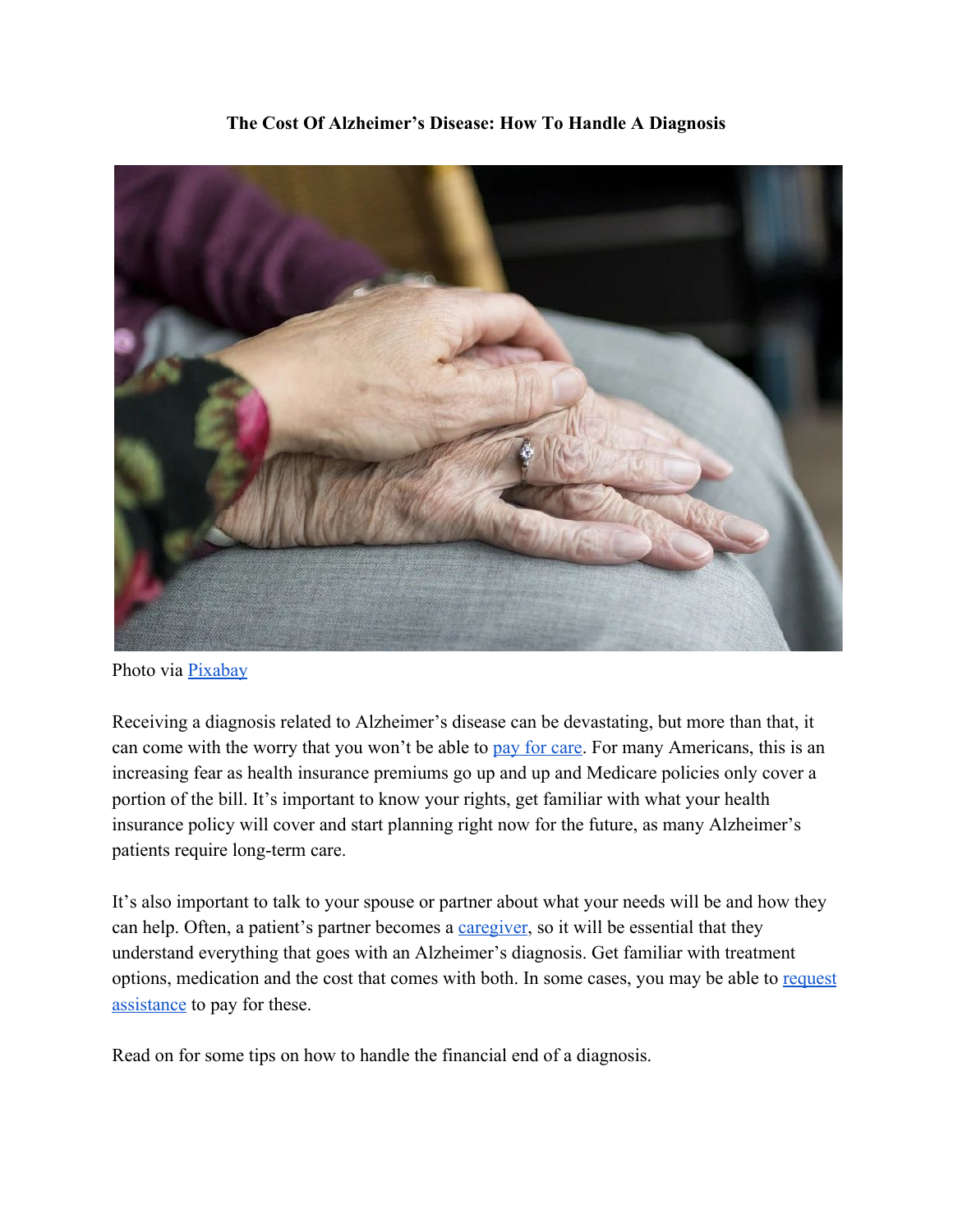# The Cost Of Alzheimer's Disease: How To Handle A Diagnosis

Photo via [Pixabay]

Receiving a diagnosis related to Alzheimer's disease can be devastating, but more than that, it can come with the worry that you won't be able to [pay for care]. For many Americans, this is an increasing fear as health insurance premiums go up and up and Medicare policies only cover a portion of the bill. It's important to know your rights, get familiar with what your health insurance policy will cover and start planning right now for the future, as many Alzheimer's patients require long-term care.

It's also important to talk to your spouse or partner about what your needs will be and how they can help. Often, a patient's partner becomes a [caregiver], so it will be essential that they understand everything that goes with an Alzheimer's diagnosis. Get familiar with treatment options, medication and the cost that comes with both. In some cases, you may be able to [request assistance] to pay for these.

Read on for some tips on how to handle the financial end of a diagnosis.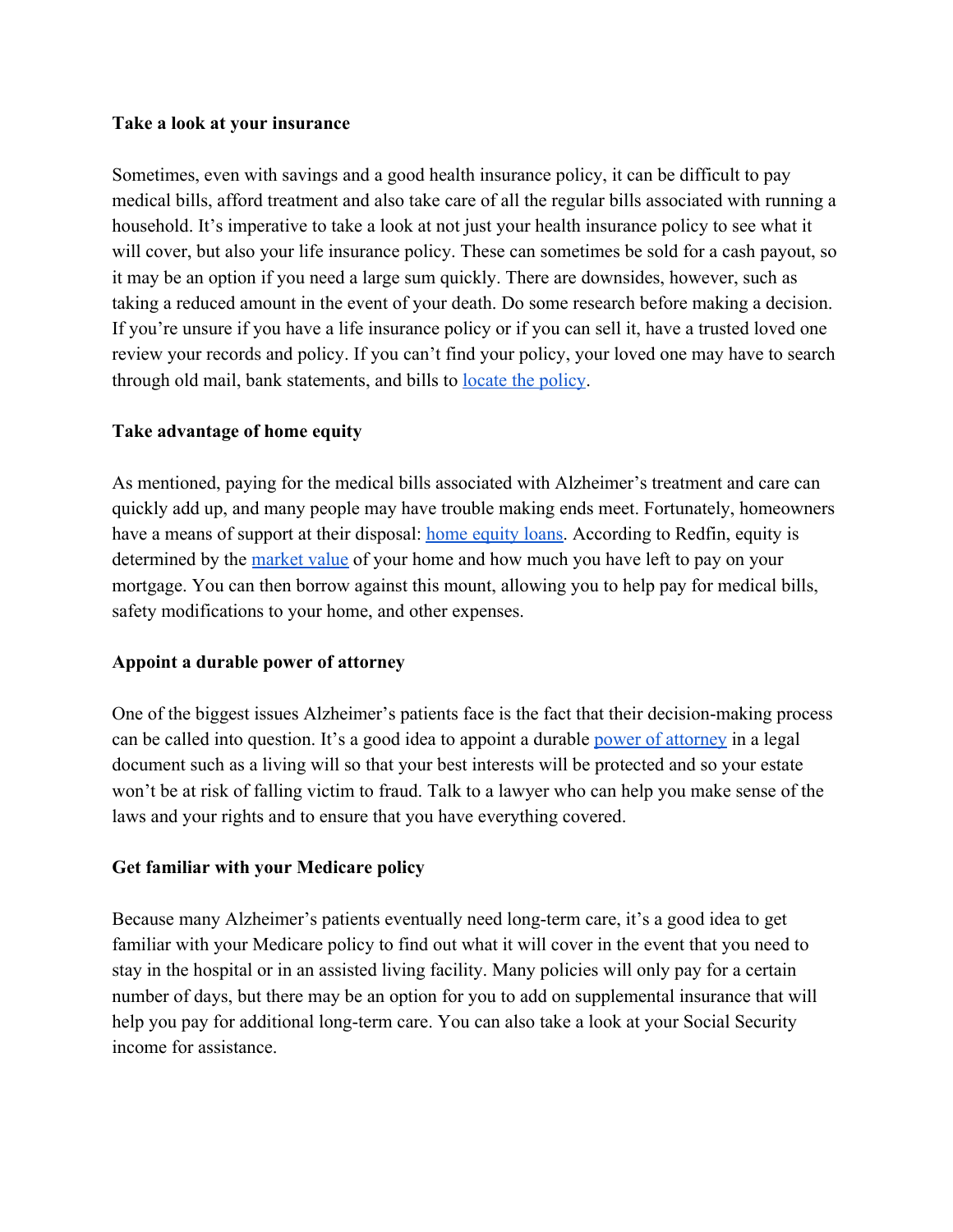**Take a look at your insurance**

Sometimes, even with savings and a good health insurance policy, it can be difficult to pay medical bills, afford treatment and also take care of all the regular bills associated with running a household. It's imperative to take a look at not just your health insurance policy to see what it will cover, but also your life insurance policy. These can sometimes be sold for a cash payout, so it may be an option if you need a large sum quickly. There are downsides, however, such as taking a reduced amount in the event of your death. Do some research before making a decision. If you're unsure if you have a life insurance policy or if you can sell it, have a trusted loved one review your records and policy. If you can't find your policy, your loved one may have to search through old mail, bank statements, and bills to locate the policy.

**Take advantage of home equity**

As mentioned, paying for the medical bills associated with Alzheimer's treatment and care can quickly add up, and many people may have trouble making ends meet. Fortunately, homeowners have a means of support at their disposal: home equity loans. According to Redfin, equity is determined by the market value of your home and how much you have left to pay on your mortgage. You can then borrow against this mount, allowing you to help pay for medical bills, safety modifications to your home, and other expenses.

**Appoint a durable power of attorney**

One of the biggest issues Alzheimer's patients face is the fact that their decision-making process can be called into question. It's a good idea to appoint a durable power of attorney in a legal document such as a living will so that your best interests will be protected and so your estate won't be at risk of falling victim to fraud. Talk to a lawyer who can help you make sense of the laws and your rights and to ensure that you have everything covered.

**Get familiar with your Medicare policy**

Because many Alzheimer's patients eventually need long-term care, it's a good idea to get familiar with your Medicare policy to find out what it will cover in the event that you need to stay in the hospital or in an assisted living facility. Many policies will only pay for a certain number of days, but there may be an option for you to add on supplemental insurance that will help you pay for additional long-term care. You can also take a look at your Social Security income for assistance.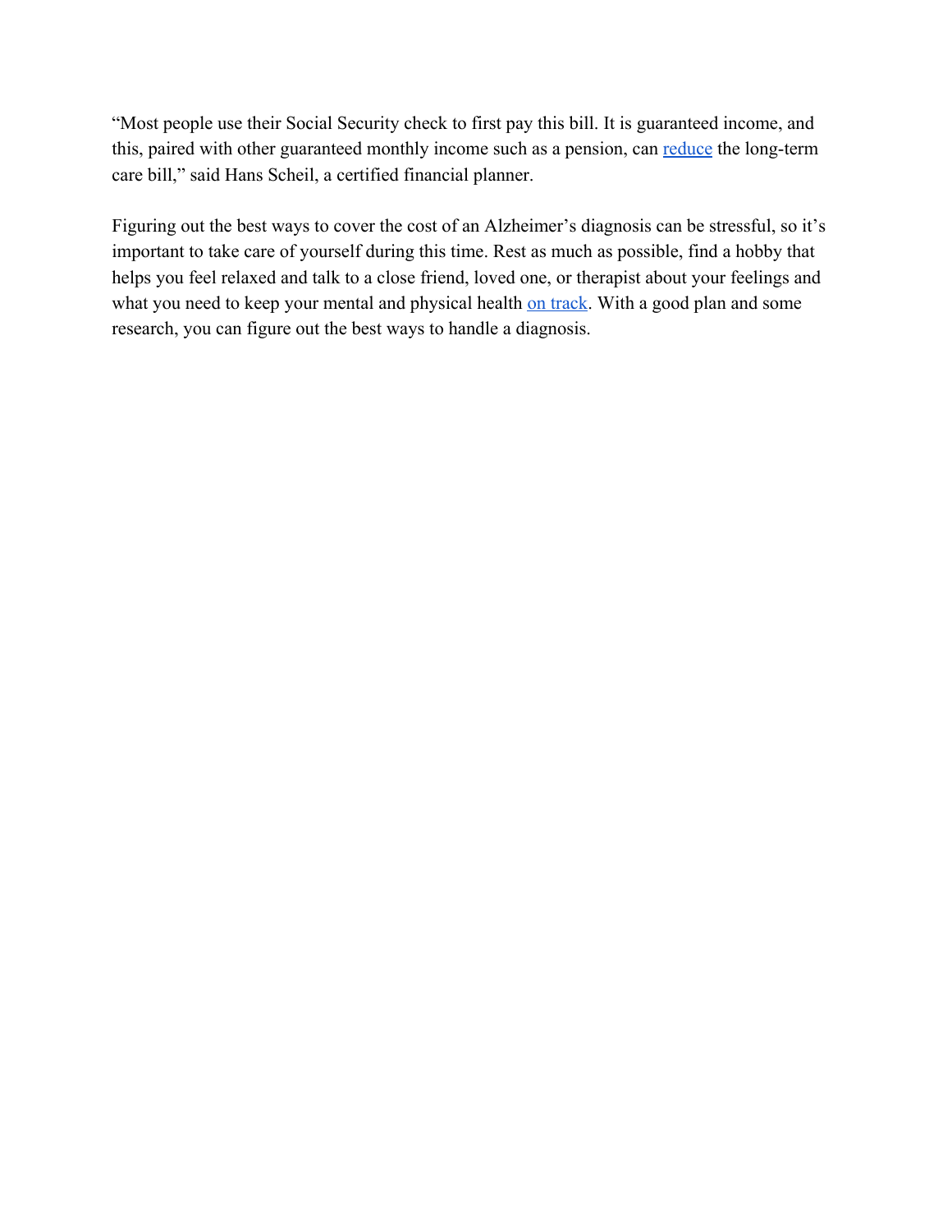"Most people use their Social Security check to first pay this bill. It is guaranteed income, and this, paired with other guaranteed monthly income such as a pension, can reduce the long-term care bill," said Hans Scheil, a certified financial planner.

Figuring out the best ways to cover the cost of an Alzheimer's diagnosis can be stressful, so it's important to take care of yourself during this time. Rest as much as possible, find a hobby that helps you feel relaxed and talk to a close friend, loved one, or therapist about your feelings and what you need to keep your mental and physical health on track. With a good plan and some research, you can figure out the best ways to handle a diagnosis.